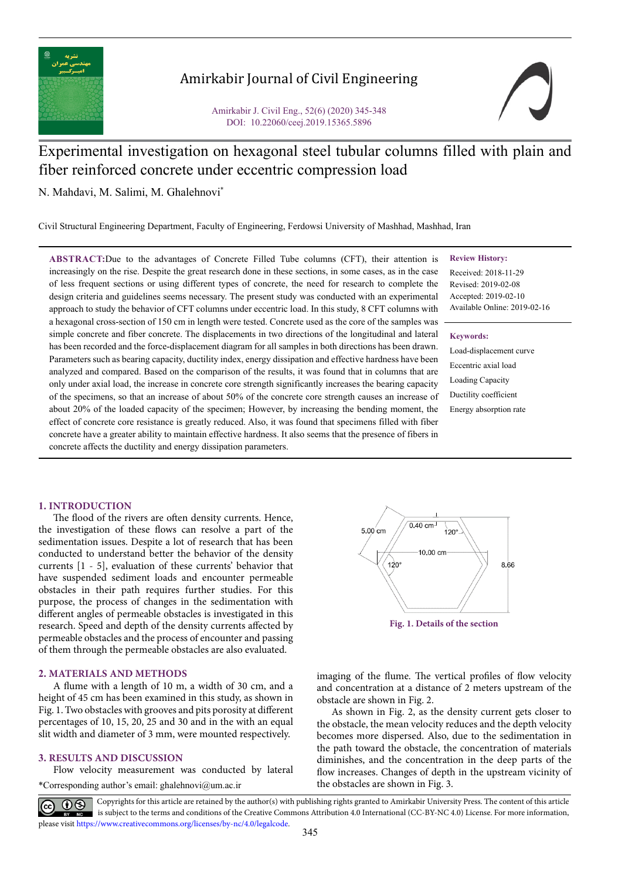# Experimental investigation on hexagonal steel tubular columns filled with plain and fiber reinforced concrete under eccentric compression load

N. Mahdavi, M. Salimi, M. Ghalehnovi*

Civil Structural Engineering Department, Faculty of Engineering, Ferdowsi University of Mashhad, Mashhad, Iran

**ABSTRACT:** Due to the advantages of Concrete Filled Tube columns (CFT), their attention is increasingly on the rise. Despite the great research done in these sections, in some cases, as in the case of less frequent sections or using different types of concrete, the need for research to complete the design criteria and guidelines seems necessary. The present study was conducted with an experimental approach to study the behavior of CFT columns under eccentric load. In this study, 8 CFT columns with a hexagonal cross-section of 150 cm in length were tested. Concrete used as the core of the samples was simple concrete and fiber concrete. The displacements in two directions of the longitudinal and lateral has been recorded and the force-displacement diagram for all samples in both directions has been drawn. Parameters such as bearing capacity, ductility index, energy dissipation and effective hardness have been analyzed and compared. Based on the comparison of the results, it was found that in columns that are only under axial load, the increase in concrete core strength significantly increases the bearing capacity of the specimens, so that an increase of about 50% of the concrete core strength causes an increase of about 20% of the loaded capacity of the specimen; However, by increasing the bending moment, the effect of concrete core resistance is greatly reduced. Also, it was found that specimens filled with fiber concrete have a greater ability to maintain effective hardness. It also seems that the presence of fibers in concrete affects the ductility and energy dissipation parameters.

**Review History:**

Received: 2018-11-29
Revised: 2019-02-08
Accepted: 2019-02-10
Available Online: 2019-02-16

**Keywords:**

Load-displacement curve
Eccentric axial load
Loading Capacity
Ductility coefficient
Energy absorption rate

## 1. INTRODUCTION

The flood of the rivers are often density currents. Hence, the investigation of these flows can resolve a part of the sedimentation issues. Despite a lot of research that has been conducted to understand better the behavior of the density currents [1 - 5], evaluation of these currents' behavior that have suspended sediment loads and encounter permeable obstacles in their path requires further studies. For this purpose, the process of changes in the sedimentation with different angles of permeable obstacles is investigated in this research. Speed and depth of the density currents affected by permeable obstacles and the process of encounter and passing of them through the permeable obstacles are also evaluated.

## 2. MATERIALS AND METHODS

A flume with a length of 10 m, a width of 30 cm, and a height of 45 cm has been examined in this study, as shown in Fig. 1. Two obstacles with grooves and pits porosity at different percentages of 10, 15, 20, 25 and 30 and in the with an equal slit width and diameter of 3 mm, were mounted respectively.

**Fig. 1. Details of the section**

## 3. RESULTS AND DISCUSSION

Flow velocity measurement was conducted by lateral imaging of the flume. The vertical profiles of flow velocity and concentration at a distance of 2 meters upstream of the obstacle are shown in Fig. 2.

As shown in Fig. 2, as the density current gets closer to the obstacle, the mean velocity reduces and the depth velocity becomes more dispersed. Also, due to the sedimentation in the path toward the obstacle, the concentration of materials diminishes, and the concentration in the deep parts of the flow increases. Changes of depth in the upstream vicinity of the obstacles are shown in Fig. 3.

*Corresponding author's email: ghalehnovi@um.ac.ir

Copyrights for this article are retained by the author(s) with publishing rights granted to Amirkabir University Press. The content of this article is subject to the terms and conditions of the Creative Commons Attribution 4.0 International (CC-BY-NC 4.0) License. For more information, please visit https://www.creativecommons.org/licenses/by-nc/4.0/legalcode.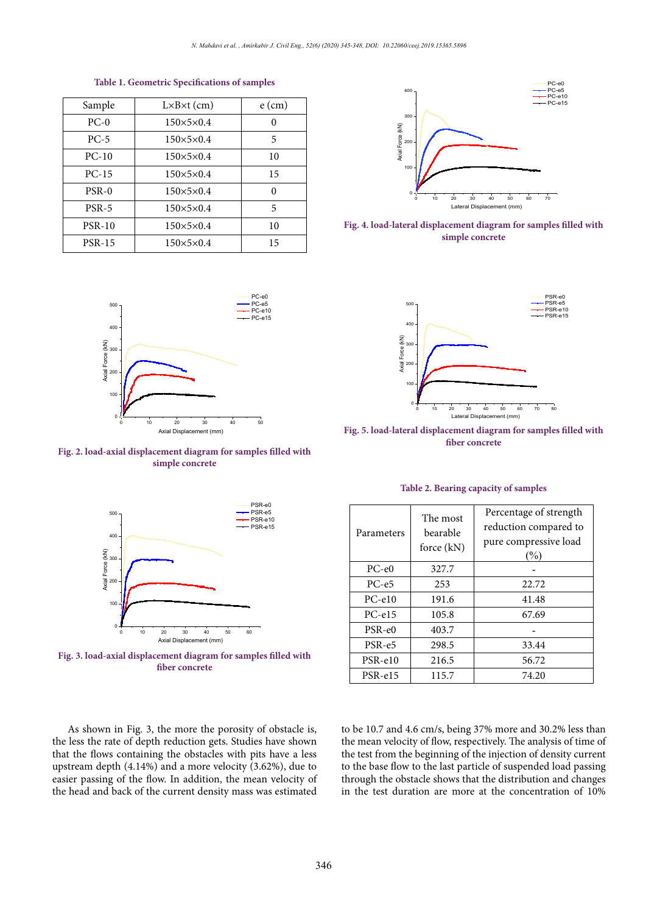**Table 1. Geometric Specifications of samples**

| Sample | L×B×t (cm) | e (cm) |
|---|---|---|
| PC-0 | 150×5×0.4 | 0 |
| PC-5 | 150×5×0.4 | 5 |
| PC-10 | 150×5×0.4 | 10 |
| PC-15 | 150×5×0.4 | 15 |
| PSR-0 | 150×5×0.4 | 0 |
| PSR-5 | 150×5×0.4 | 5 |
| PSR-10 | 150×5×0.4 | 10 |
| PSR-15 | 150×5×0.4 | 15 |

**Fig. 4. load-lateral displacement diagram for samples filled with simple concrete**

**Fig. 2. load-axial displacement diagram for samples filled with simple concrete**

**Fig. 5. load-lateral displacement diagram for samples filled with fiber concrete**

**Fig. 3. load-axial displacement diagram for samples filled with fiber concrete**

**Table 2. Bearing capacity of samples**

| Parameters | The most bearable force (kN) | Percentage of strength reduction compared to pure compressive load (%) |
|---|---|---|
| PC-e0 | 327.7 | - |
| PC-e5 | 253 | 22.72 |
| PC-e10 | 191.6 | 41.48 |
| PC-e15 | 105.8 | 67.69 |
| PSR-e0 | 403.7 | - |
| PSR-e5 | 298.5 | 33.44 |
| PSR-e10 | 216.5 | 56.72 |
| PSR-e15 | 115.7 | 74.20 |

As shown in Fig. 3, the more the porosity of obstacle is, the less the rate of depth reduction gets. Studies have shown that the flows containing the obstacles with pits have a less upstream depth (4.14%) and a more velocity (3.62%), due to easier passing of the flow. In addition, the mean velocity of the head and back of the current density mass was estimated to be 10.7 and 4.6 cm/s, being 37% more and 30.2% less than the mean velocity of flow, respectively. The analysis of time of the test from the beginning of the injection of density current to the base flow to the last particle of suspended load passing through the obstacle shows that the distribution and changes in the test duration are more at the concentration of 10%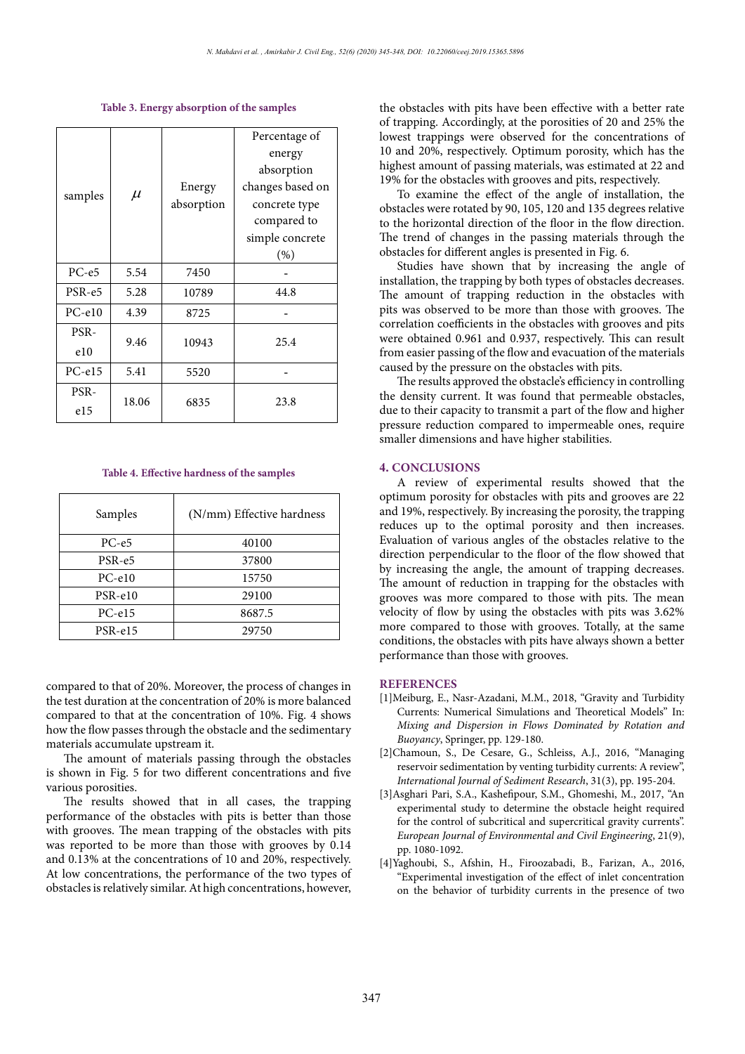**Table 3. Energy absorption of the samples**

| samples | $\mu$ | Energy absorption | Percentage of energy absorption changes based on concrete type compared to simple concrete (%) |
|---|---|---|---|
| PC-e5 | 5.54 | 7450 | - |
| PSR-e5 | 5.28 | 10789 | 44.8 |
| PC-e10 | 4.39 | 8725 | - |
| PSR-e10 | 9.46 | 10943 | 25.4 |
| PC-e15 | 5.41 | 5520 | - |
| PSR-e15 | 18.06 | 6835 | 23.8 |

**Table 4. Effective hardness of the samples**

| Samples | (N/mm) Effective hardness |
|---|---|
| PC-e5 | 40100 |
| PSR-e5 | 37800 |
| PC-e10 | 15750 |
| PSR-e10 | 29100 |
| PC-e15 | 8687.5 |
| PSR-e15 | 29750 |

compared to that of 20%. Moreover, the process of changes in the test duration at the concentration of 20% is more balanced compared to that at the concentration of 10%. Fig. 4 shows how the flow passes through the obstacle and the sedimentary materials accumulate upstream it.

The amount of materials passing through the obstacles is shown in Fig. 5 for two different concentrations and five various porosities.

The results showed that in all cases, the trapping performance of the obstacles with pits is better than those with grooves. The mean trapping of the obstacles with pits was reported to be more than those with grooves by 0.14 and 0.13% at the concentrations of 10 and 20%, respectively. At low concentrations, the performance of the two types of obstacles is relatively similar. At high concentrations, however, the obstacles with pits have been effective with a better rate of trapping. Accordingly, at the porosities of 20 and 25% the lowest trappings were observed for the concentrations of 10 and 20%, respectively. Optimum porosity, which has the highest amount of passing materials, was estimated at 22 and 19% for the obstacles with grooves and pits, respectively.

To examine the effect of the angle of installation, the obstacles were rotated by 90, 105, 120 and 135 degrees relative to the horizontal direction of the floor in the flow direction. The trend of changes in the passing materials through the obstacles for different angles is presented in Fig. 6.

Studies have shown that by increasing the angle of installation, the trapping by both types of obstacles decreases. The amount of trapping reduction in the obstacles with pits was observed to be more than those with grooves. The correlation coefficients in the obstacles with grooves and pits were obtained 0.961 and 0.937, respectively. This can result from easier passing of the flow and evacuation of the materials caused by the pressure on the obstacles with pits.

The results approved the obstacle's efficiency in controlling the density current. It was found that permeable obstacles, due to their capacity to transmit a part of the flow and higher pressure reduction compared to impermeable ones, require smaller dimensions and have higher stabilities.

## 4. CONCLUSIONS

A review of experimental results showed that the optimum porosity for obstacles with pits and grooves are 22 and 19%, respectively. By increasing the porosity, the trapping reduces up to the optimal porosity and then increases. Evaluation of various angles of the obstacles relative to the direction perpendicular to the floor of the flow showed that by increasing the angle, the amount of trapping decreases. The amount of reduction in trapping for the obstacles with grooves was more compared to those with pits. The mean velocity of flow by using the obstacles with pits was 3.62% more compared to those with grooves. Totally, at the same conditions, the obstacles with pits have always shown a better performance than those with grooves.

## REFERENCES

[1]Meiburg, E., Nasr-Azadani, M.M., 2018, "Gravity and Turbidity Currents: Numerical Simulations and Theoretical Models" In: *Mixing and Dispersion in Flows Dominated by Rotation and Buoyancy*, Springer, pp. 129-180.

[2]Chamoun, S., De Cesare, G., Schleiss, A.J., 2016, "Managing reservoir sedimentation by venting turbidity currents: A review", *International Journal of Sediment Research*, 31(3), pp. 195-204.

[3]Asghari Pari, S.A., Kashefipour, S.M., Ghomeshi, M., 2017, "An experimental study to determine the obstacle height required for the control of subcritical and supercritical gravity currents". *European Journal of Environmental and Civil Engineering*, 21(9), pp. 1080-1092.

[4]Yaghoubi, S., Afshin, H., Firoozabadi, B., Farizan, A., 2016, "Experimental investigation of the effect of inlet concentration on the behavior of turbidity currents in the presence of two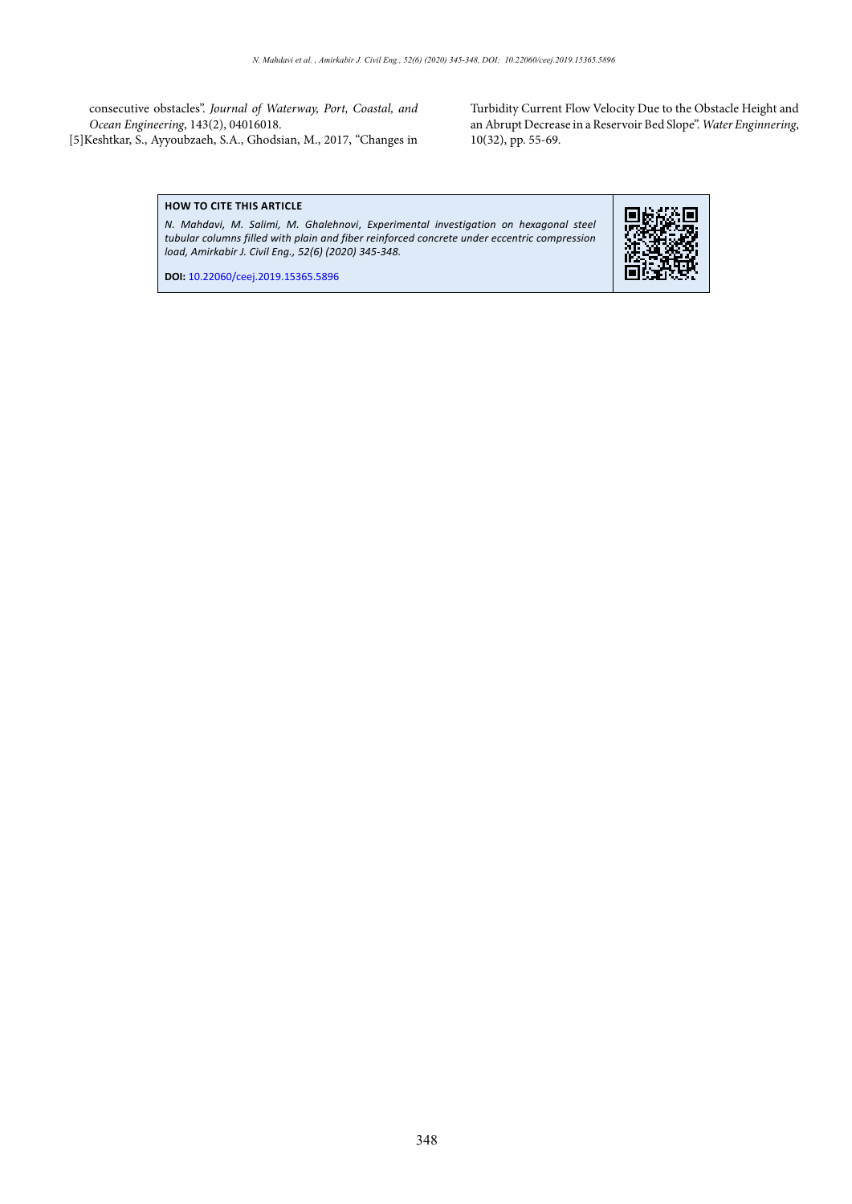consecutive obstacles". *Journal of Waterway, Port, Coastal, and Ocean Engineering*, 143(2), 04016018.

[5]Keshtkar, S., Ayyoubzaeh, S.A., Ghodsian, M., 2017, "Changes in Turbidity Current Flow Velocity Due to the Obstacle Height and an Abrupt Decrease in a Reservoir Bed Slope". *Water Enginnering*, 10(32), pp. 55-69.

**HOW TO CITE THIS ARTICLE**

*N. Mahdavi, M. Salimi, M. Ghalehnovi, Experimental investigation on hexagonal steel tubular columns filled with plain and fiber reinforced concrete under eccentric compression load, Amirkabir J. Civil Eng., 52(6) (2020) 345-348.*

**DOI:** 10.22060/ceej.2019.15365.5896